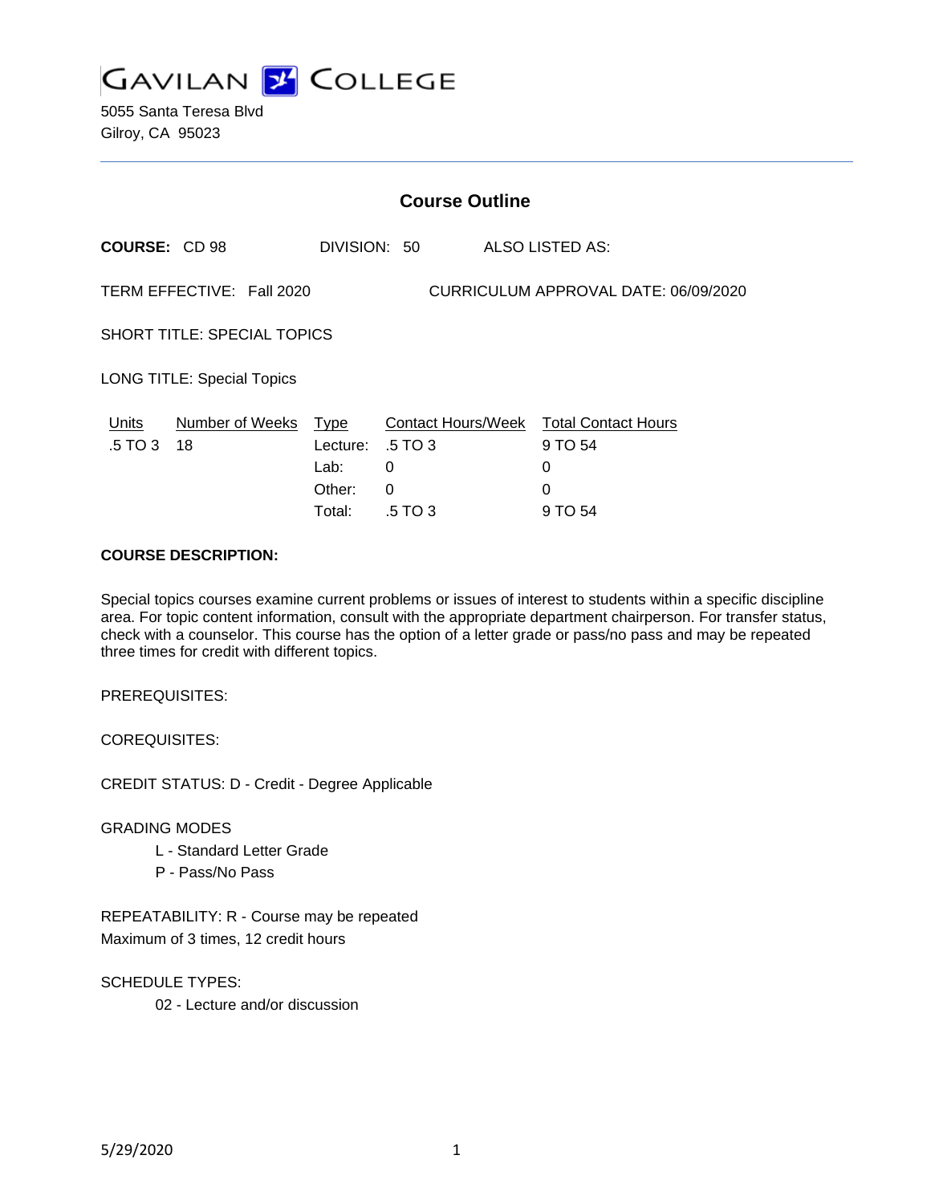# GAVILAN COLLEGE

5055 Santa Teresa Blvd
Gilroy, CA 95023

## Course Outline

**COURSE:** CD 98 DIVISION: 50 ALSO LISTED AS:

TERM EFFECTIVE: Fall 2020 CURRICULUM APPROVAL DATE: 06/09/2020

SHORT TITLE: SPECIAL TOPICS

LONG TITLE: Special Topics

| Units | Number of Weeks | Type | Contact Hours/Week | Total Contact Hours |
|---|---|---|---|---|
| .5 TO 3 | 18 | Lecture: | .5 TO 3 | 9 TO 54 |
| | | Lab: | 0 | 0 |
| | | Other: | 0 | 0 |
| | | Total: | .5 TO 3 | 9 TO 54 |

**COURSE DESCRIPTION:**

Special topics courses examine current problems or issues of interest to students within a specific discipline area. For topic content information, consult with the appropriate department chairperson. For transfer status, check with a counselor. This course has the option of a letter grade or pass/no pass and may be repeated three times for credit with different topics.

PREREQUISITES:

COREQUISITES:

CREDIT STATUS: D - Credit - Degree Applicable

GRADING MODES

- L - Standard Letter Grade
- P - Pass/No Pass

REPEATABILITY: R - Course may be repeated
Maximum of 3 times, 12 credit hours

SCHEDULE TYPES:

- 02 - Lecture and/or discussion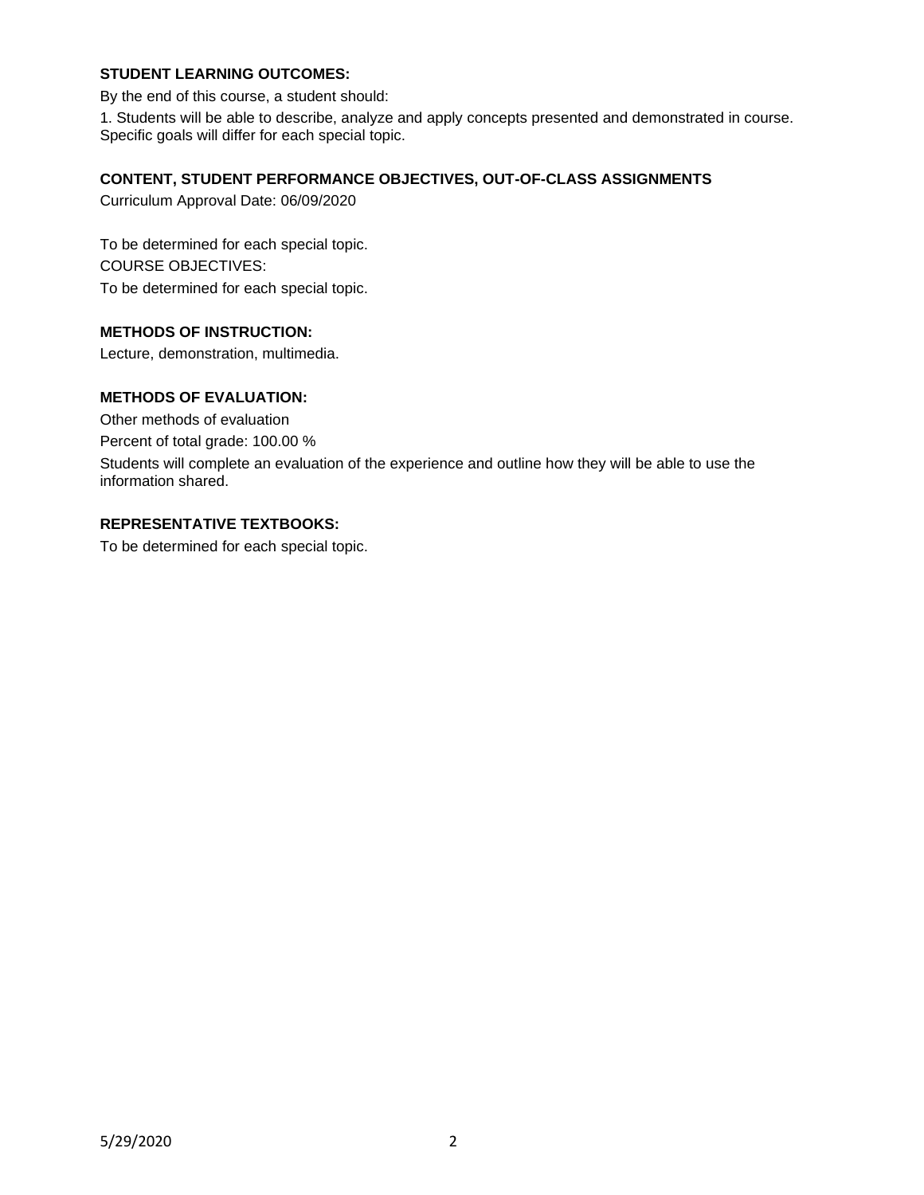**STUDENT LEARNING OUTCOMES:**

By the end of this course, a student should:

1. Students will be able to describe, analyze and apply concepts presented and demonstrated in course. Specific goals will differ for each special topic.

**CONTENT, STUDENT PERFORMANCE OBJECTIVES, OUT-OF-CLASS ASSIGNMENTS**

Curriculum Approval Date: 06/09/2020

To be determined for each special topic.

COURSE OBJECTIVES:

To be determined for each special topic.

**METHODS OF INSTRUCTION:**

Lecture, demonstration, multimedia.

**METHODS OF EVALUATION:**

Other methods of evaluation

Percent of total grade: 100.00 %

Students will complete an evaluation of the experience and outline how they will be able to use the information shared.

**REPRESENTATIVE TEXTBOOKS:**

To be determined for each special topic.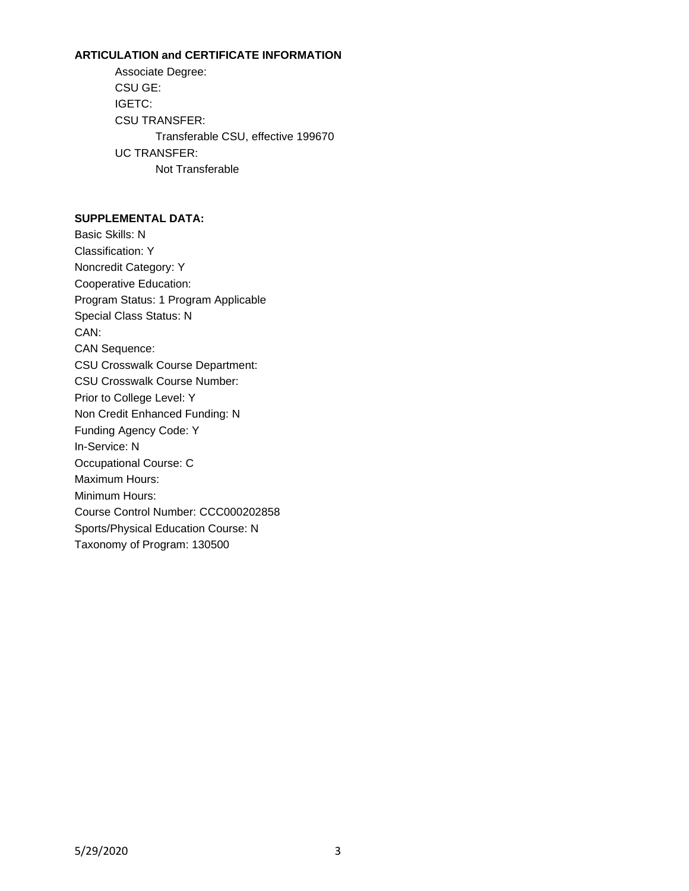**ARTICULATION and CERTIFICATE INFORMATION**

Associate Degree:

CSU GE:

IGETC:

CSU TRANSFER:

Transferable CSU, effective 199670

UC TRANSFER:

Not Transferable

**SUPPLEMENTAL DATA:**

Basic Skills: N

Classification: Y

Noncredit Category: Y

Cooperative Education:

Program Status: 1 Program Applicable

Special Class Status: N

CAN:

CAN Sequence:

CSU Crosswalk Course Department:

CSU Crosswalk Course Number:

Prior to College Level: Y

Non Credit Enhanced Funding: N

Funding Agency Code: Y

In-Service: N

Occupational Course: C

Maximum Hours:

Minimum Hours:

Course Control Number: CCC000202858

Sports/Physical Education Course: N

Taxonomy of Program: 130500